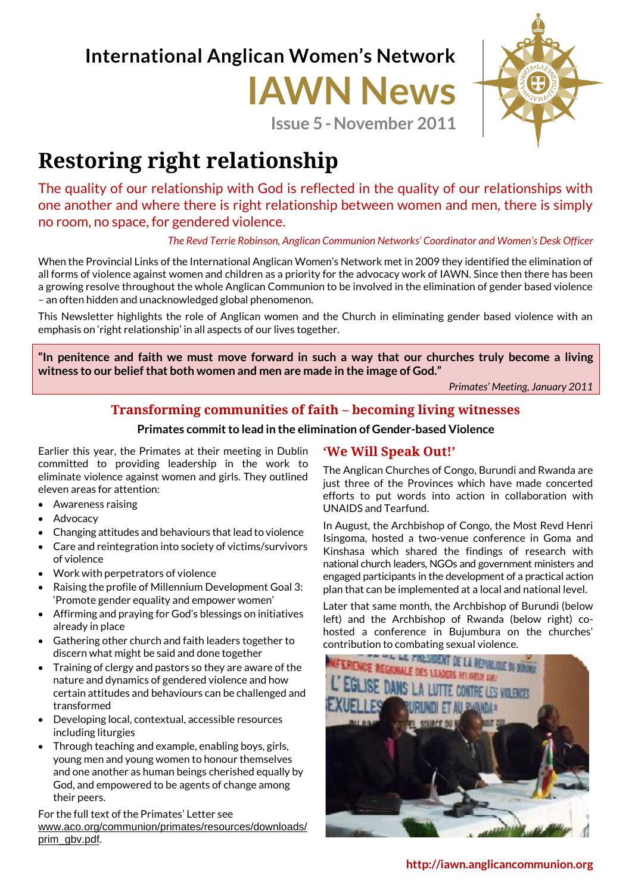International Anglican Women's Network

# IAWN News

Issue 5 - November 2011

# Restoring right relationship

The quality of our relationship with God is reflected in the quality of our relationships with one another and where there is right relationship between women and men, there is simply no room, no space, for gendered violence.

*The Revd Terrie Robinson, Anglican Communion Networks' Coordinator and Women's Desk Officer*

When the Provincial Links of the International Anglican Women's Network met in 2009 they identified the elimination of all forms of violence against women and children as a priority for the advocacy work of IAWN. Since then there has been a growing resolve throughout the whole Anglican Communion to be involved in the elimination of gender based violence – an often hidden and unacknowledged global phenomenon.

This Newsletter highlights the role of Anglican women and the Church in eliminating gender based violence with an emphasis on 'right relationship' in all aspects of our lives together.

> **"In penitence and faith we must move forward in such a way that our churches truly become a living witness to our belief that both women and men are made in the image of God."**
>
> *Primates' Meeting, January 2011*

## Transforming communities of faith – becoming living witnesses

**Primates commit to lead in the elimination of Gender-based Violence**

Earlier this year, the Primates at their meeting in Dublin committed to providing leadership in the work to eliminate violence against women and girls. They outlined eleven areas for attention:

- Awareness raising
- Advocacy
- Changing attitudes and behaviours that lead to violence
- Care and reintegration into society of victims/survivors of violence
- Work with perpetrators of violence
- Raising the profile of Millennium Development Goal 3: 'Promote gender equality and empower women'
- Affirming and praying for God's blessings on initiatives already in place
- Gathering other church and faith leaders together to discern what might be said and done together
- Training of clergy and pastors so they are aware of the nature and dynamics of gendered violence and how certain attitudes and behaviours can be challenged and transformed
- Developing local, contextual, accessible resources including liturgies
- Through teaching and example, enabling boys, girls, young men and young women to honour themselves and one another as human beings cherished equally by God, and empowered to be agents of change among their peers.

For the full text of the Primates' Letter see www.aco.org/communion/primates/resources/downloads/prim_gbv.pdf.

## 'We Will Speak Out!'

The Anglican Churches of Congo, Burundi and Rwanda are just three of the Provinces which have made concerted efforts to put words into action in collaboration with UNAIDS and Tearfund.

In August, the Archbishop of Congo, the Most Revd Henri Isingoma, hosted a two-venue conference in Goma and Kinshasa which shared the findings of research with national church leaders, NGOs and government ministers and engaged participants in the development of a practical action plan that can be implemented at a local and national level.

Later that same month, the Archbishop of Burundi (below left) and the Archbishop of Rwanda (below right) co-hosted a conference in Bujumbura on the churches' contribution to combating sexual violence.

http://iawn.anglicancommunion.org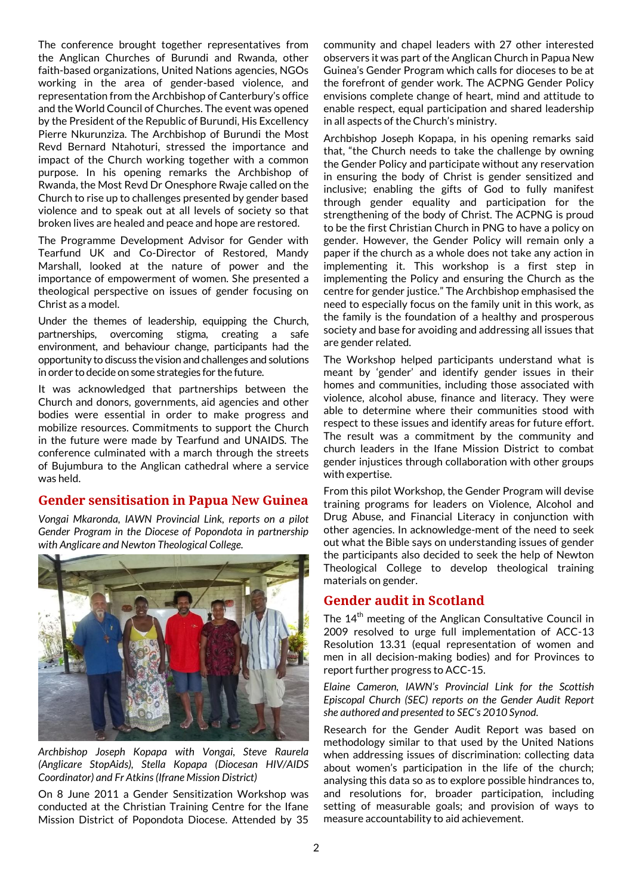The conference brought together representatives from the Anglican Churches of Burundi and Rwanda, other faith-based organizations, United Nations agencies, NGOs working in the area of gender-based violence, and representation from the Archbishop of Canterbury's office and the World Council of Churches. The event was opened by the President of the Republic of Burundi, His Excellency Pierre Nkurunziza. The Archbishop of Burundi the Most Revd Bernard Ntahoturi, stressed the importance and impact of the Church working together with a common purpose. In his opening remarks the Archbishop of Rwanda, the Most Revd Dr Onesphore Rwaje called on the Church to rise up to challenges presented by gender based violence and to speak out at all levels of society so that broken lives are healed and peace and hope are restored.

The Programme Development Advisor for Gender with Tearfund UK and Co-Director of Restored, Mandy Marshall, looked at the nature of power and the importance of empowerment of women. She presented a theological perspective on issues of gender focusing on Christ as a model.

Under the themes of leadership, equipping the Church, partnerships, overcoming stigma, creating a safe environment, and behaviour change, participants had the opportunity to discuss the vision and challenges and solutions in order to decide on some strategies for the future.

It was acknowledged that partnerships between the Church and donors, governments, aid agencies and other bodies were essential in order to make progress and mobilize resources. Commitments to support the Church in the future were made by Tearfund and UNAIDS. The conference culminated with a march through the streets of Bujumbura to the Anglican cathedral where a service was held.

## Gender sensitisation in Papua New Guinea

*Vongai Mkaronda, IAWN Provincial Link, reports on a pilot Gender Program in the Diocese of Popondota in partnership with Anglicare and Newton Theological College.*

*Archbishop Joseph Kopapa with Vongai, Steve Raurela (Anglicare StopAids), Stella Kopapa (Diocesan HIV/AIDS Coordinator) and Fr Atkins (Ifrane Mission District)*

On 8 June 2011 a Gender Sensitization Workshop was conducted at the Christian Training Centre for the Ifane Mission District of Popondota Diocese. Attended by 35 community and chapel leaders with 27 other interested observers it was part of the Anglican Church in Papua New Guinea's Gender Program which calls for dioceses to be at the forefront of gender work. The ACPNG Gender Policy envisions complete change of heart, mind and attitude to enable respect, equal participation and shared leadership in all aspects of the Church's ministry.

Archbishop Joseph Kopapa, in his opening remarks said that, "the Church needs to take the challenge by owning the Gender Policy and participate without any reservation in ensuring the body of Christ is gender sensitized and inclusive; enabling the gifts of God to fully manifest through gender equality and participation for the strengthening of the body of Christ. The ACPNG is proud to be the first Christian Church in PNG to have a policy on gender. However, the Gender Policy will remain only a paper if the church as a whole does not take any action in implementing it. This workshop is a first step in implementing the Policy and ensuring the Church as the centre for gender justice." The Archbishop emphasised the need to especially focus on the family unit in this work, as the family is the foundation of a healthy and prosperous society and base for avoiding and addressing all issues that are gender related.

The Workshop helped participants understand what is meant by 'gender' and identify gender issues in their homes and communities, including those associated with violence, alcohol abuse, finance and literacy. They were able to determine where their communities stood with respect to these issues and identify areas for future effort. The result was a commitment by the community and church leaders in the Ifane Mission District to combat gender injustices through collaboration with other groups with expertise.

From this pilot Workshop, the Gender Program will devise training programs for leaders on Violence, Alcohol and Drug Abuse, and Financial Literacy in conjunction with other agencies. In acknowledge-ment of the need to seek out what the Bible says on understanding issues of gender the participants also decided to seek the help of Newton Theological College to develop theological training materials on gender.

## Gender audit in Scotland

The 14th meeting of the Anglican Consultative Council in 2009 resolved to urge full implementation of ACC-13 Resolution 13.31 (equal representation of women and men in all decision-making bodies) and for Provinces to report further progress to ACC-15.

*Elaine Cameron, IAWN's Provincial Link for the Scottish Episcopal Church (SEC) reports on the Gender Audit Report she authored and presented to SEC's 2010 Synod.*

Research for the Gender Audit Report was based on methodology similar to that used by the United Nations when addressing issues of discrimination: collecting data about women's participation in the life of the church; analysing this data so as to explore possible hindrances to, and resolutions for, broader participation, including setting of measurable goals; and provision of ways to measure accountability to aid achievement.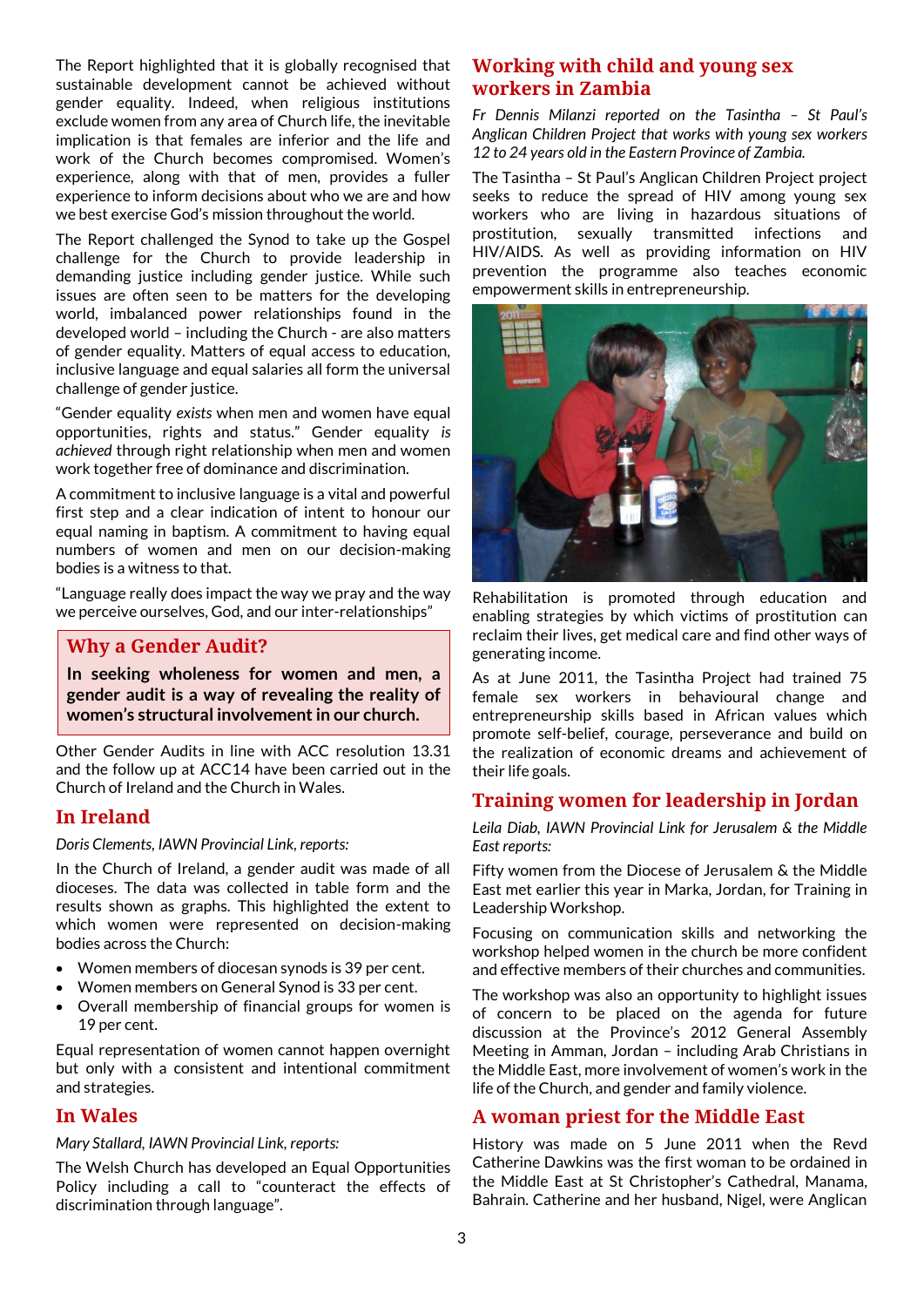The Report highlighted that it is globally recognised that sustainable development cannot be achieved without gender equality. Indeed, when religious institutions exclude women from any area of Church life, the inevitable implication is that females are inferior and the life and work of the Church becomes compromised. Women's experience, along with that of men, provides a fuller experience to inform decisions about who we are and how we best exercise God's mission throughout the world.

The Report challenged the Synod to take up the Gospel challenge for the Church to provide leadership in demanding justice including gender justice. While such issues are often seen to be matters for the developing world, imbalanced power relationships found in the developed world – including the Church - are also matters of gender equality. Matters of equal access to education, inclusive language and equal salaries all form the universal challenge of gender justice.

"Gender equality *exists* when men and women have equal opportunities, rights and status." Gender equality *is achieved* through right relationship when men and women work together free of dominance and discrimination.

A commitment to inclusive language is a vital and powerful first step and a clear indication of intent to honour our equal naming in baptism. A commitment to having equal numbers of women and men on our decision-making bodies is a witness to that.

"Language really does impact the way we pray and the way we perceive ourselves, God, and our inter-relationships"

## Why a Gender Audit?

**In seeking wholeness for women and men, a gender audit is a way of revealing the reality of women's structural involvement in our church.**

Other Gender Audits in line with ACC resolution 13.31 and the follow up at ACC14 have been carried out in the Church of Ireland and the Church in Wales.

## In Ireland

*Doris Clements, IAWN Provincial Link, reports:*

In the Church of Ireland, a gender audit was made of all dioceses. The data was collected in table form and the results shown as graphs. This highlighted the extent to which women were represented on decision-making bodies across the Church:

- Women members of diocesan synods is 39 per cent.
- Women members on General Synod is 33 per cent.
- Overall membership of financial groups for women is 19 per cent.

Equal representation of women cannot happen overnight but only with a consistent and intentional commitment and strategies.

## In Wales

*Mary Stallard, IAWN Provincial Link, reports:*

The Welsh Church has developed an Equal Opportunities Policy including a call to "counteract the effects of discrimination through language".

## Working with child and young sex workers in Zambia

*Fr Dennis Milanzi reported on the Tasintha – St Paul's Anglican Children Project that works with young sex workers 12 to 24 years old in the Eastern Province of Zambia.*

The Tasintha – St Paul's Anglican Children Project project seeks to reduce the spread of HIV among young sex workers who are living in hazardous situations of prostitution, sexually transmitted infections and HIV/AIDS. As well as providing information on HIV prevention the programme also teaches economic empowerment skills in entrepreneurship.

Rehabilitation is promoted through education and enabling strategies by which victims of prostitution can reclaim their lives, get medical care and find other ways of generating income.

As at June 2011, the Tasintha Project had trained 75 female sex workers in behavioural change and entrepreneurship skills based in African values which promote self-belief, courage, perseverance and build on the realization of economic dreams and achievement of their life goals.

## Training women for leadership in Jordan

*Leila Diab, IAWN Provincial Link for Jerusalem & the Middle East reports:*

Fifty women from the Diocese of Jerusalem & the Middle East met earlier this year in Marka, Jordan, for Training in Leadership Workshop.

Focusing on communication skills and networking the workshop helped women in the church be more confident and effective members of their churches and communities.

The workshop was also an opportunity to highlight issues of concern to be placed on the agenda for future discussion at the Province's 2012 General Assembly Meeting in Amman, Jordan – including Arab Christians in the Middle East, more involvement of women's work in the life of the Church, and gender and family violence.

## A woman priest for the Middle East

History was made on 5 June 2011 when the Revd Catherine Dawkins was the first woman to be ordained in the Middle East at St Christopher's Cathedral, Manama, Bahrain. Catherine and her husband, Nigel, were Anglican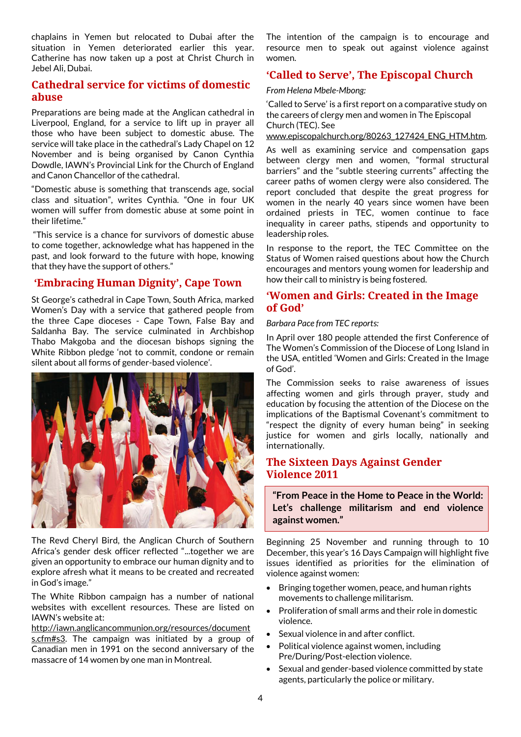chaplains in Yemen but relocated to Dubai after the situation in Yemen deteriorated earlier this year. Catherine has now taken up a post at Christ Church in Jebel Ali, Dubai.

## Cathedral service for victims of domestic abuse

Preparations are being made at the Anglican cathedral in Liverpool, England, for a service to lift up in prayer all those who have been subject to domestic abuse. The service will take place in the cathedral's Lady Chapel on 12 November and is being organised by Canon Cynthia Dowdle, IAWN's Provincial Link for the Church of England and Canon Chancellor of the cathedral.

"Domestic abuse is something that transcends age, social class and situation", writes Cynthia. "One in four UK women will suffer from domestic abuse at some point in their lifetime."

"This service is a chance for survivors of domestic abuse to come together, acknowledge what has happened in the past, and look forward to the future with hope, knowing that they have the support of others."

## 'Embracing Human Dignity', Cape Town

St George's cathedral in Cape Town, South Africa, marked Women's Day with a service that gathered people from the three Cape dioceses - Cape Town, False Bay and Saldanha Bay. The service culminated in Archbishop Thabo Makgoba and the diocesan bishops signing the White Ribbon pledge 'not to commit, condone or remain silent about all forms of gender-based violence'.

The Revd Cheryl Bird, the Anglican Church of Southern Africa's gender desk officer reflected "...together we are given an opportunity to embrace our human dignity and to explore afresh what it means to be created and recreated in God's image."

The White Ribbon campaign has a number of national websites with excellent resources. These are listed on IAWN's website at: http://iawn.anglicancommunion.org/resources/documents.cfm#s3. The campaign was initiated by a group of Canadian men in 1991 on the second anniversary of the massacre of 14 women by one man in Montreal.

The intention of the campaign is to encourage and resource men to speak out against violence against women.

## 'Called to Serve', The Episcopal Church

*From Helena Mbele-Mbong:*

'Called to Serve' is a first report on a comparative study on the careers of clergy men and women in The Episcopal Church (TEC). See www.episcopalchurch.org/80263_127424_ENG_HTM.htm.

As well as examining service and compensation gaps between clergy men and women, "formal structural barriers" and the "subtle steering currents" affecting the career paths of women clergy were also considered. The report concluded that despite the great progress for women in the nearly 40 years since women have been ordained priests in TEC, women continue to face inequality in career paths, stipends and opportunity to leadership roles.

In response to the report, the TEC Committee on the Status of Women raised questions about how the Church encourages and mentors young women for leadership and how their call to ministry is being fostered.

## 'Women and Girls: Created in the Image of God'

*Barbara Pace from TEC reports:*

In April over 180 people attended the first Conference of The Women's Commission of the Diocese of Long Island in the USA, entitled 'Women and Girls: Created in the Image of God'.

The Commission seeks to raise awareness of issues affecting women and girls through prayer, study and education by focusing the attention of the Diocese on the implications of the Baptismal Covenant's commitment to "respect the dignity of every human being" in seeking justice for women and girls locally, nationally and internationally.

## The Sixteen Days Against Gender Violence 2011

**"From Peace in the Home to Peace in the World: Let's challenge militarism and end violence against women."**

Beginning 25 November and running through to 10 December, this year's 16 Days Campaign will highlight five issues identified as priorities for the elimination of violence against women:

- Bringing together women, peace, and human rights movements to challenge militarism.
- Proliferation of small arms and their role in domestic violence.
- Sexual violence in and after conflict.
- Political violence against women, including Pre/During/Post-election violence.
- Sexual and gender-based violence committed by state agents, particularly the police or military.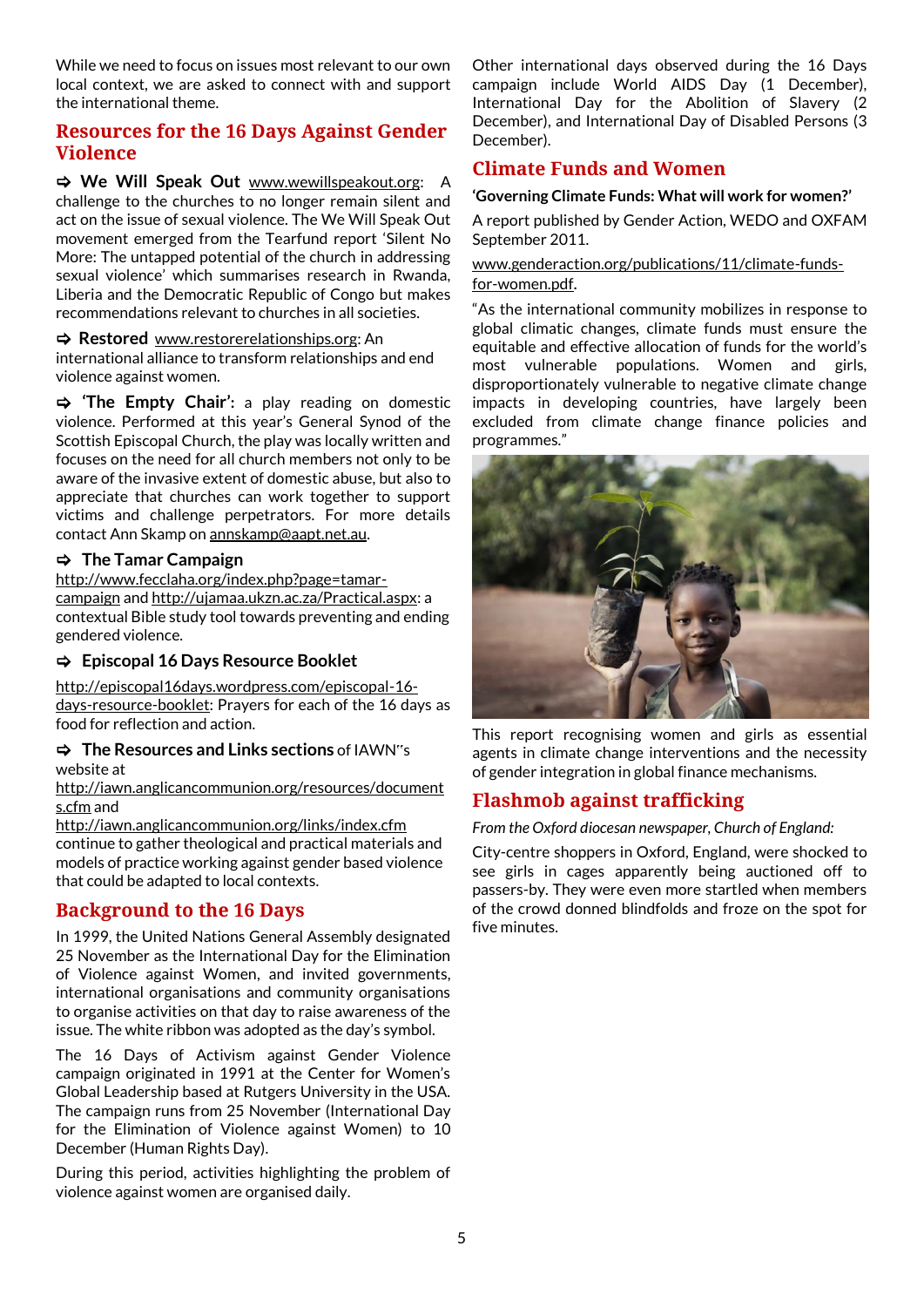While we need to focus on issues most relevant to our own local context, we are asked to connect with and support the international theme.

## Resources for the 16 Days Against Gender Violence

⇨ **We Will Speak Out** www.wewillspeakout.org: A challenge to the churches to no longer remain silent and act on the issue of sexual violence. The We Will Speak Out movement emerged from the Tearfund report 'Silent No More: The untapped potential of the church in addressing sexual violence' which summarises research in Rwanda, Liberia and the Democratic Republic of Congo but makes recommendations relevant to churches in all societies.

⇨ **Restored** www.restorerelationships.org: An international alliance to transform relationships and end violence against women.

⇨ **'The Empty Chair':** a play reading on domestic violence. Performed at this year's General Synod of the Scottish Episcopal Church, the play was locally written and focuses on the need for all church members not only to be aware of the invasive extent of domestic abuse, but also to appreciate that churches can work together to support victims and challenge perpetrators. For more details contact Ann Skamp on annskamp@aapt.net.au.

⇨ **The Tamar Campaign**
http://www.fecclaha.org/index.php?page=tamar-campaign and http://ujamaa.ukzn.ac.za/Practical.aspx: a contextual Bible study tool towards preventing and ending gendered violence.

⇨ **Episcopal 16 Days Resource Booklet**

http://episcopal16days.wordpress.com/episcopal-16-days-resource-booklet: Prayers for each of the 16 days as food for reflection and action.

⇨ **The Resources and Links sections** of IAWN"s website at
http://iawn.anglicancommunion.org/resources/documents.cfm and
http://iawn.anglicancommunion.org/links/index.cfm
continue to gather theological and practical materials and models of practice working against gender based violence that could be adapted to local contexts.

## Background to the 16 Days

In 1999, the United Nations General Assembly designated 25 November as the International Day for the Elimination of Violence against Women, and invited governments, international organisations and community organisations to organise activities on that day to raise awareness of the issue. The white ribbon was adopted as the day's symbol.

The 16 Days of Activism against Gender Violence campaign originated in 1991 at the Center for Women's Global Leadership based at Rutgers University in the USA. The campaign runs from 25 November (International Day for the Elimination of Violence against Women) to 10 December (Human Rights Day).

During this period, activities highlighting the problem of violence against women are organised daily.

Other international days observed during the 16 Days campaign include World AIDS Day (1 December), International Day for the Abolition of Slavery (2 December), and International Day of Disabled Persons (3 December).

## Climate Funds and Women

**'Governing Climate Funds: What will work for women?'**

A report published by Gender Action, WEDO and OXFAM September 2011.

www.genderaction.org/publications/11/climate-funds-for-women.pdf.

"As the international community mobilizes in response to global climatic changes, climate funds must ensure the equitable and effective allocation of funds for the world's most vulnerable populations. Women and girls, disproportionately vulnerable to negative climate change impacts in developing countries, have largely been excluded from climate change finance policies and programmes."

This report recognising women and girls as essential agents in climate change interventions and the necessity of gender integration in global finance mechanisms.

## Flashmob against trafficking

*From the Oxford diocesan newspaper, Church of England:*

City-centre shoppers in Oxford, England, were shocked to see girls in cages apparently being auctioned off to passers-by. They were even more startled when members of the crowd donned blindfolds and froze on the spot for five minutes.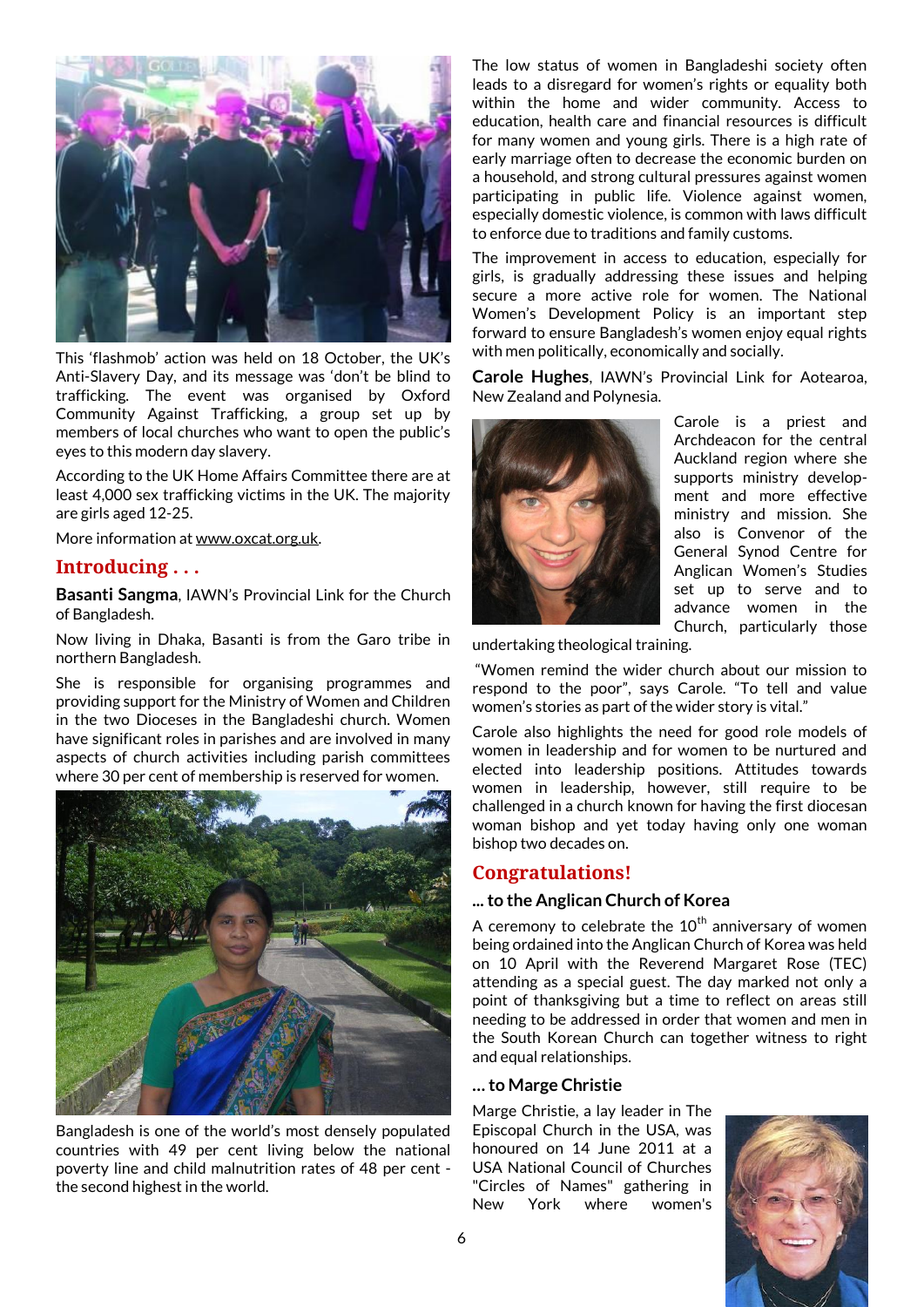This 'flashmob' action was held on 18 October, the UK's Anti-Slavery Day, and its message was 'don't be blind to trafficking. The event was organised by Oxford Community Against Trafficking, a group set up by members of local churches who want to open the public's eyes to this modern day slavery.

According to the UK Home Affairs Committee there are at least 4,000 sex trafficking victims in the UK. The majority are girls aged 12-25.

More information at www.oxcat.org.uk.

## Introducing . . .

**Basanti Sangma**, IAWN's Provincial Link for the Church of Bangladesh.

Now living in Dhaka, Basanti is from the Garo tribe in northern Bangladesh.

She is responsible for organising programmes and providing support for the Ministry of Women and Children in the two Dioceses in the Bangladeshi church. Women have significant roles in parishes and are involved in many aspects of church activities including parish committees where 30 per cent of membership is reserved for women.

Bangladesh is one of the world's most densely populated countries with 49 per cent living below the national poverty line and child malnutrition rates of 48 per cent - the second highest in the world.

The low status of women in Bangladeshi society often leads to a disregard for women's rights or equality both within the home and wider community. Access to education, health care and financial resources is difficult for many women and young girls. There is a high rate of early marriage often to decrease the economic burden on a household, and strong cultural pressures against women participating in public life. Violence against women, especially domestic violence, is common with laws difficult to enforce due to traditions and family customs.

The improvement in access to education, especially for girls, is gradually addressing these issues and helping secure a more active role for women. The National Women's Development Policy is an important step forward to ensure Bangladesh's women enjoy equal rights with men politically, economically and socially.

**Carole Hughes**, IAWN's Provincial Link for Aotearoa, New Zealand and Polynesia.

Carole is a priest and Archdeacon for the central Auckland region where she supports ministry development and more effective ministry and mission. She also is Convenor of the General Synod Centre for Anglican Women's Studies set up to serve and to advance women in the Church, particularly those undertaking theological training.

"Women remind the wider church about our mission to respond to the poor", says Carole. "To tell and value women's stories as part of the wider story is vital."

Carole also highlights the need for good role models of women in leadership and for women to be nurtured and elected into leadership positions. Attitudes towards women in leadership, however, still require to be challenged in a church known for having the first diocesan woman bishop and yet today having only one woman bishop two decades on.

## Congratulations!

### ... to the Anglican Church of Korea

A ceremony to celebrate the 10th anniversary of women being ordained into the Anglican Church of Korea was held on 10 April with the Reverend Margaret Rose (TEC) attending as a special guest. The day marked not only a point of thanksgiving but a time to reflect on areas still needing to be addressed in order that women and men in the South Korean Church can together witness to right and equal relationships.

### ... to Marge Christie

Marge Christie, a lay leader in The Episcopal Church in the USA, was honoured on 14 June 2011 at a USA National Council of Churches "Circles of Names" gathering in New York where women's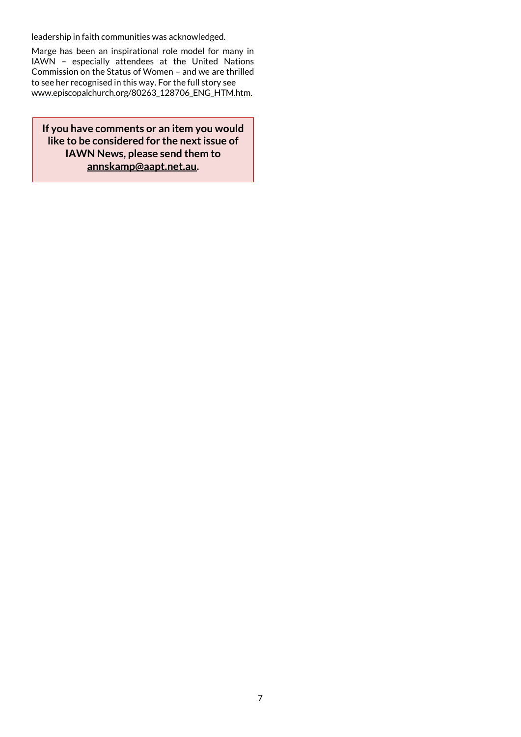leadership in faith communities was acknowledged.

Marge has been an inspirational role model for many in IAWN – especially attendees at the United Nations Commission on the Status of Women – and we are thrilled to see her recognised in this way. For the full story see www.episcopalchurch.org/80263_128706_ENG_HTM.htm.

**If you have comments or an item you would like to be considered for the next issue of IAWN News, please send them to annskamp@aapt.net.au.**